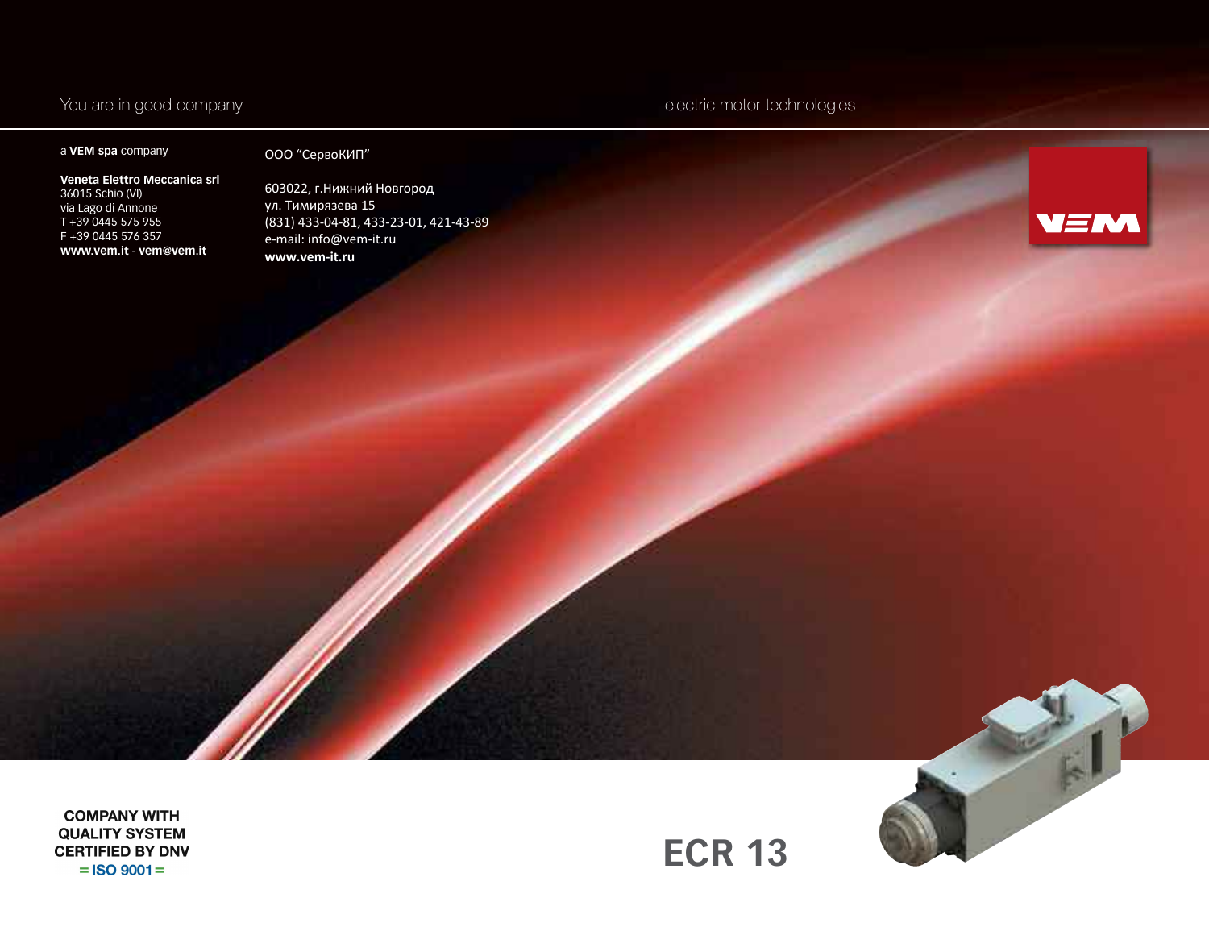You are in good company

electric motor technologies

a **VEM spa** company

**Veneta Elettro Meccanica srl**
36015 Schio (VI)
via Lago di Annone
T +39 0445 575 955
F +39 0445 576 357
**www.vem.it** - **vem@vem.it**

ООО "СервоКИП"

603022, г.Нижний Новгород
ул. Тимирязева 15
(831) 433-04-81, 433-23-01, 421-43-89
e-mail: info@vem-it.ru
**www.vem-it.ru**

VEM

COMPANY WITH
QUALITY SYSTEM
CERTIFIED BY DNV
= ISO 9001 =

# ECR 13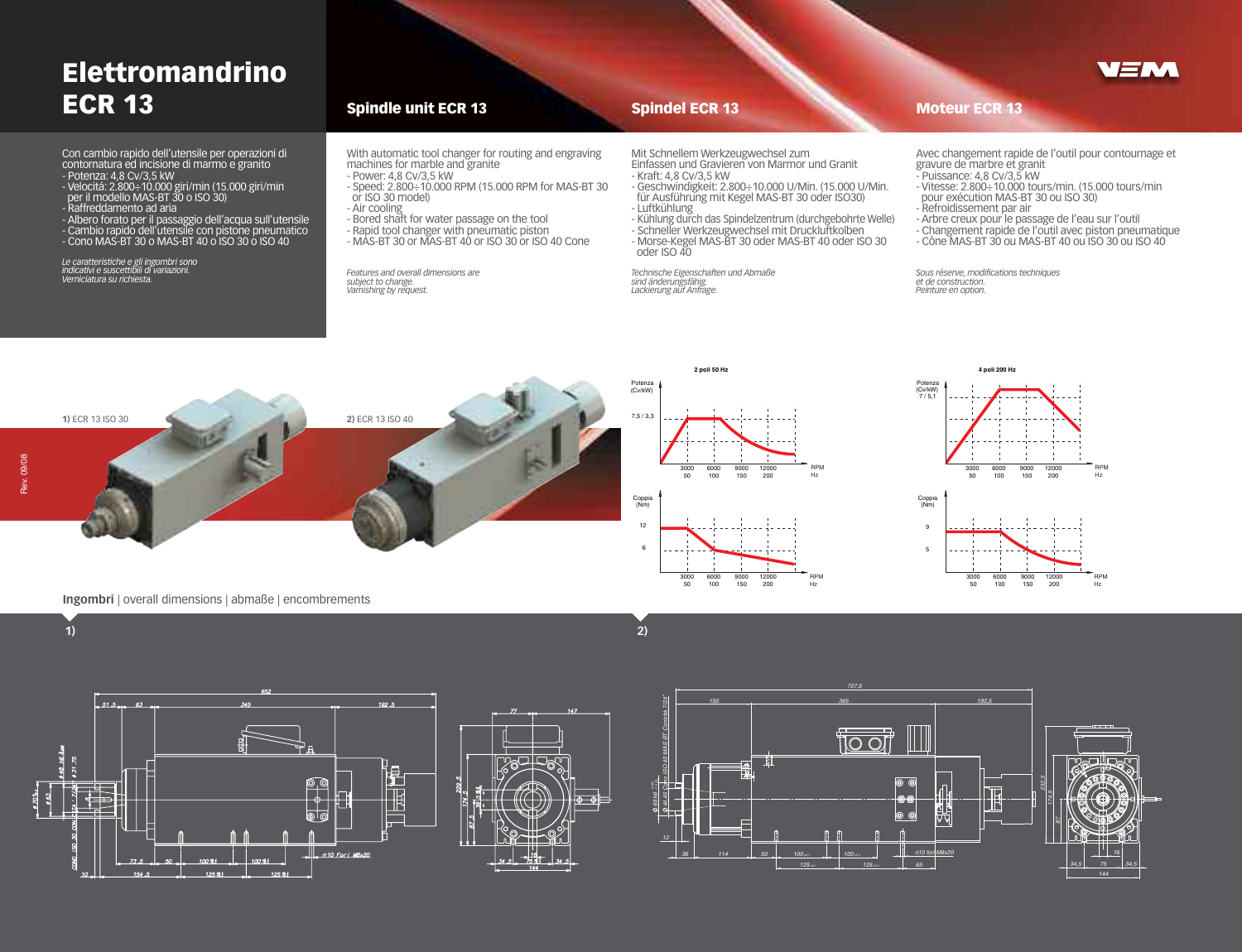# Elettromandrino ECR 13

Con cambio rapido dell'utensile per operazioni di contornatura ed incisione di marmo e granito
- Potenza: 4,8 Cv/3,5 kW
- Velocitá: 2.800÷10.000 giri/min (15.000 giri/min per il modello MAS-BT 30 o ISO 30)
- Raffreddamento ad aria
- Albero forato per il passaggio dell'acqua sull'utensile
- Cambio rapido dell'utensile con pistone pneumatico
- Cono MAS-BT 30 o MAS-BT 40 o ISO 30 o ISO 40

*Le caratteristiche e gli ingombri sono indicativi e suscettibili di variazioni. Verniciatura su richiesta.*

## Spindle unit ECR 13

With automatic tool changer for routing and engraving machines for marble and granite
- Power: 4,8 Cv/3,5 kW
- Speed: 2.800÷10.000 RPM (15.000 RPM for MAS-BT 30 or ISO 30 model)
- Air cooling
- Bored shaft for water passage on the tool
- Rapid tool changer with pneumatic piston
- MAS-BT 30 or MAS-BT 40 or ISO 30 or ISO 40 Cone

*Features and overall dimensions are subject to change. Varnishing by request.*

## Spindel ECR 13

Mit Schnellem Werkzeugwechsel zum Einfassen und Gravieren von Marmor und Granit
- Kraft: 4,8 Cv/3,5 kW
- Geschwindigkeit: 2.800÷10.000 U/Min. (15.000 U/Min. für Ausführung mit Kegel MAS-BT 30 oder ISO30)
- Luftkühlung
- Kühlung durch das Spindelzentrum (durchgebohrte Welle)
- Schneller Werkzeugwechsel mit Druckluftkolben
- Morse-Kegel MAS-BT 30 oder MAS-BT 40 oder ISO 30 oder ISO 40

*Technische Eigenschaften und Abmaße sind änderungsfähig. Lackierung auf Anfrage.*

## Moteur ECR 13

Avec changement rapide de l'outil pour contournage et gravure de marbre et granit
- Puissance: 4,8 Cv/3,5 kW
- Vitesse: 2.800÷10.000 tours/min. (15.000 tours/min pour exécution MAS-BT 30 ou ISO 30)
- Refroidissement par air
- Arbre creux pour le passage de l'eau sur l'outil
- Changement rapide de l'outil avec piston pneumatique
- Cône MAS-BT 30 ou MAS-BT 40 ou ISO 30 ou ISO 40

*Sous réserve, modifications techniques et de construction. Peinture en option.*

**1)** ECR 13 ISO 30

**2)** ECR 13 ISO 40

2 poli 50 Hz

Potenza (Cv/kW)
7,5 / 3,3
3000 6000 9000 12000 RPM
50 100 150 200 Hz

Coppia (Nm)
12
6
3000 6000 9000 12000 RPM
50 100 150 200 Hz

4 poli 200 Hz

Potenza (Cv/kW)
7 / 5,1
3000 6000 9000 12000 RPM
50 100 150 200 Hz

Coppia (Nm)
9
5
3000 6000 9000 12000 RPM
50 100 150 200 Hz

**Ingombri** | overall dimensions | abmaße | encombrements

1)

2)